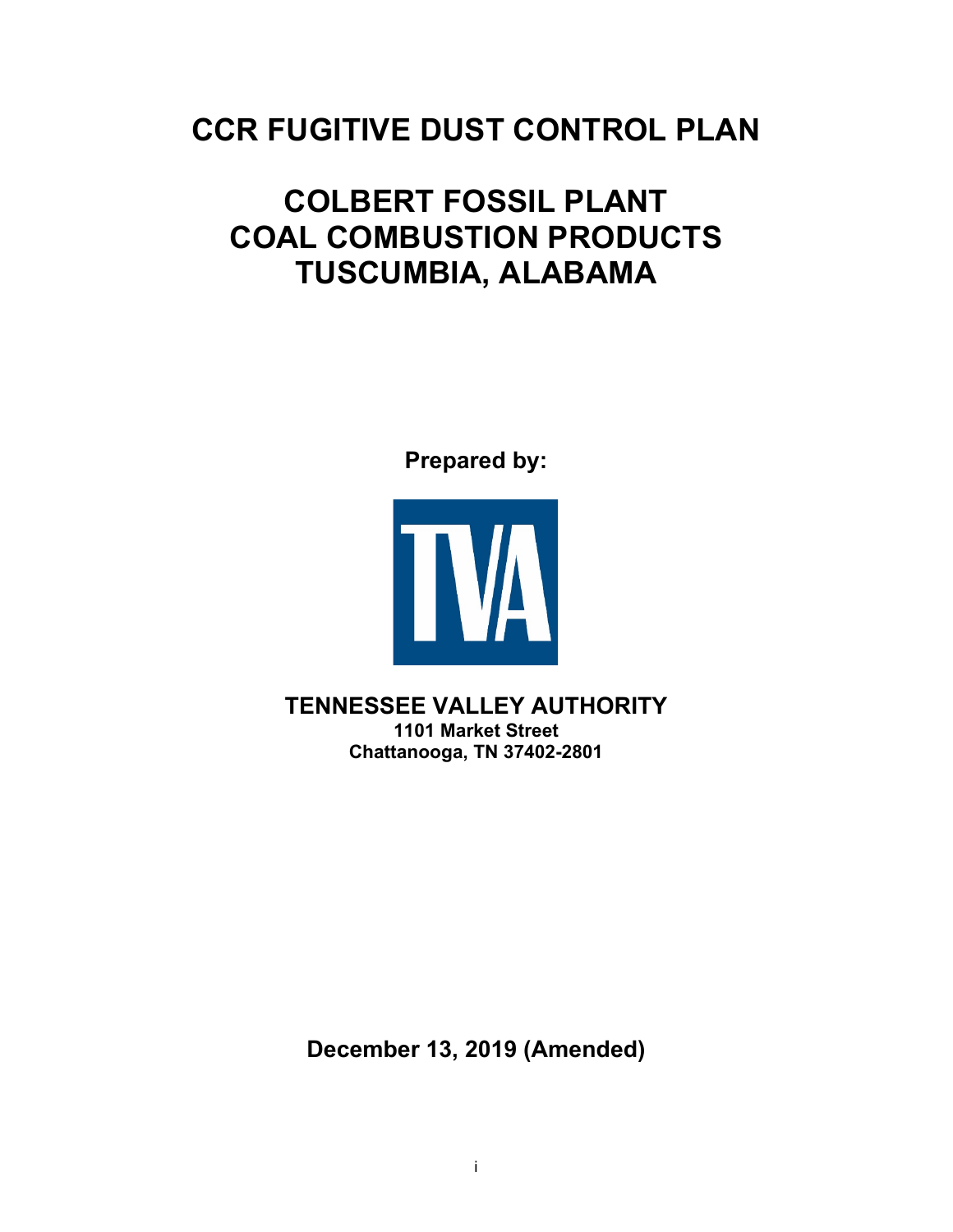# CCR FUGITIVE DUST CONTROL PLAN

# COLBERT FOSSIL PLANT
# COAL COMBUSTION PRODUCTS
# TUSCUMBIA, ALABAMA

**Prepared by:**

**TENNESSEE VALLEY AUTHORITY**
**1101 Market Street**
**Chattanooga, TN 37402-2801**

**December 13, 2019 (Amended)**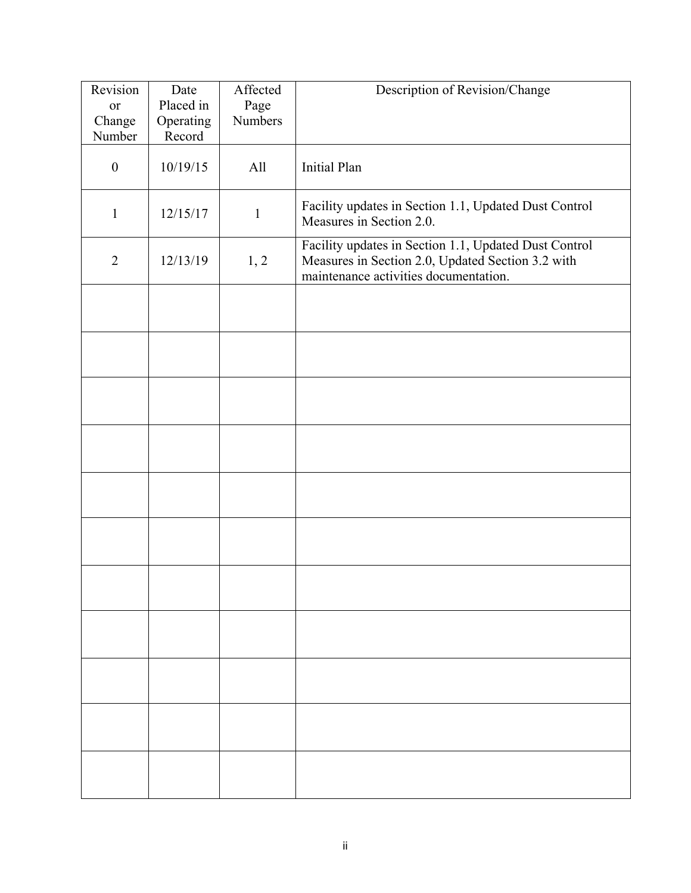| Revision or Change Number | Date Placed in Operating Record | Affected Page Numbers | Description of Revision/Change |
|---|---|---|---|
| 0 | 10/19/15 | All | Initial Plan |
| 1 | 12/15/17 | 1 | Facility updates in Section 1.1, Updated Dust Control Measures in Section 2.0. |
| 2 | 12/13/19 | 1, 2 | Facility updates in Section 1.1, Updated Dust Control Measures in Section 2.0, Updated Section 3.2 with maintenance activities documentation. |
| | | | |
| | | | |
| | | | |
| | | | |
| | | | |
| | | | |
| | | | |
| | | | |
| | | | |
| | | | |
| | | | |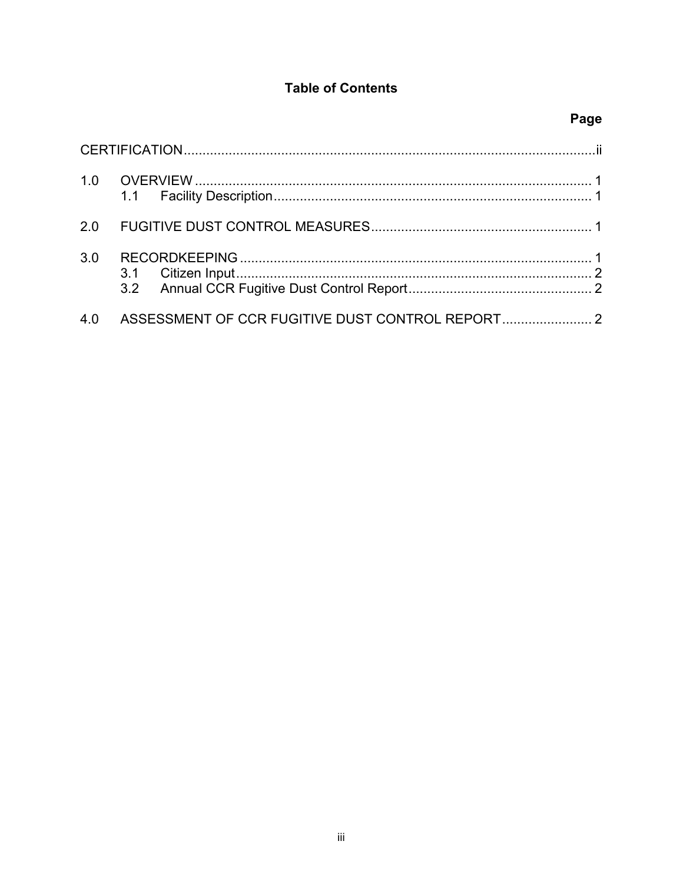# Table of Contents

| | Page |
|---|---|
| CERTIFICATION | ii |
| 1.0 OVERVIEW | 1 |
| 1.1 Facility Description | 1 |
| 2.0 FUGITIVE DUST CONTROL MEASURES | 1 |
| 3.0 RECORDKEEPING | 1 |
| 3.1 Citizen Input | 2 |
| 3.2 Annual CCR Fugitive Dust Control Report | 2 |
| 4.0 ASSESSMENT OF CCR FUGITIVE DUST CONTROL REPORT | 2 |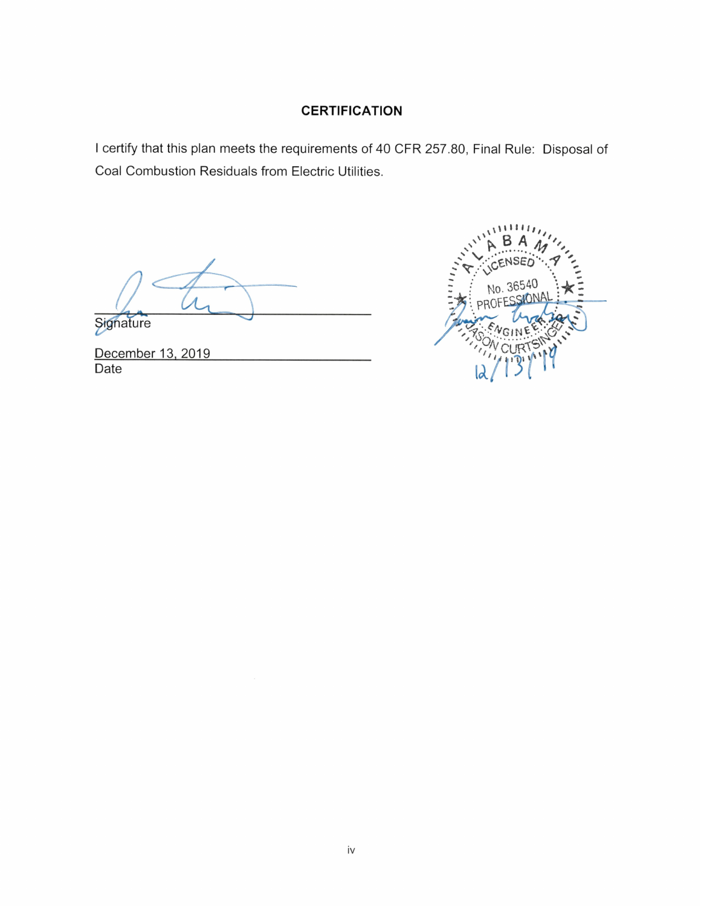## CERTIFICATION

I certify that this plan meets the requirements of 40 CFR 257.80, Final Rule: Disposal of Coal Combustion Residuals from Electric Utilities.

Signature

December 13, 2019
Date

ALABAMA
LICENSED
No. 36540
PROFESSIONAL
ENGINEER
JASON CURTSINGER
12/13/19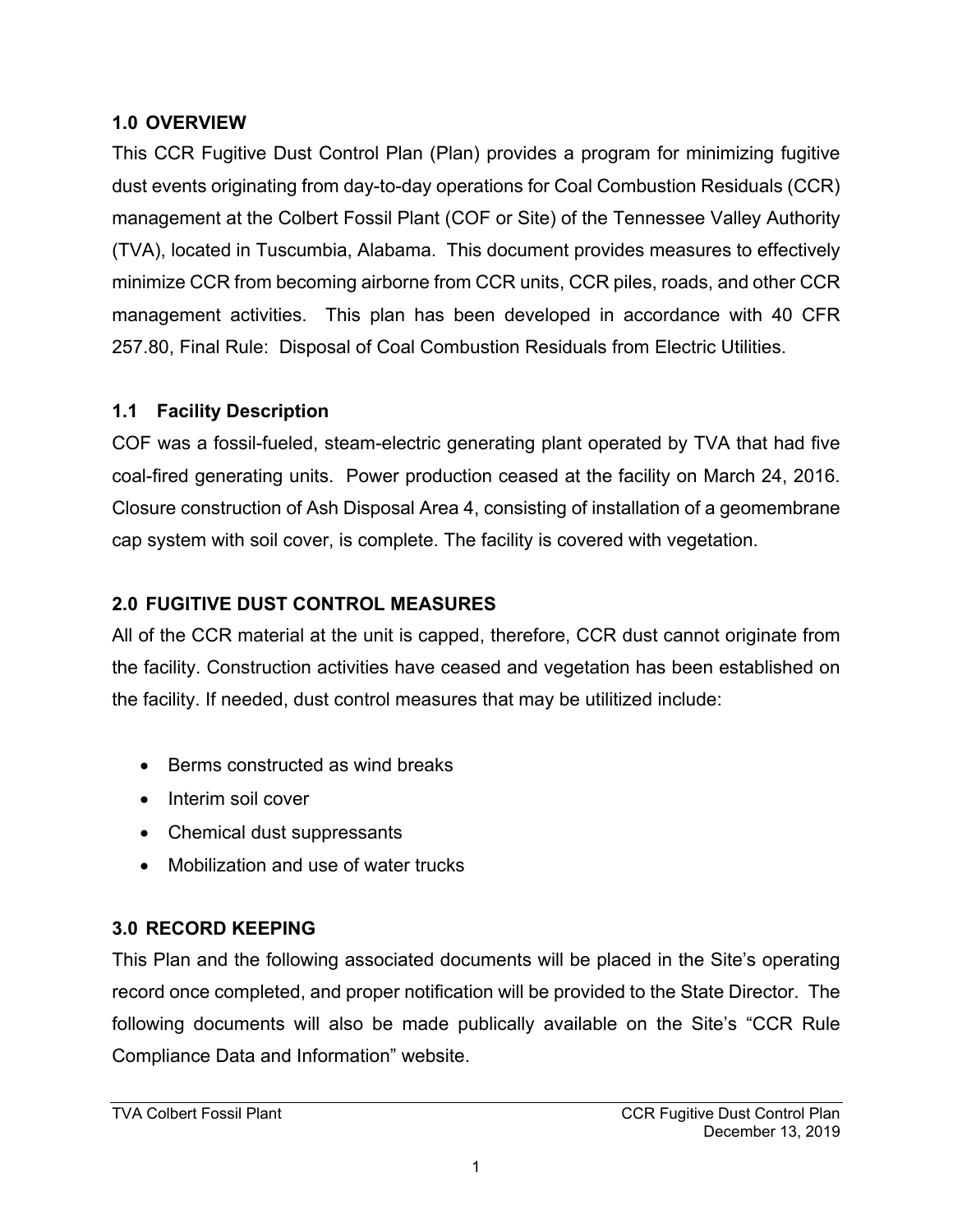## 1.0 OVERVIEW

This CCR Fugitive Dust Control Plan (Plan) provides a program for minimizing fugitive dust events originating from day-to-day operations for Coal Combustion Residuals (CCR) management at the Colbert Fossil Plant (COF or Site) of the Tennessee Valley Authority (TVA), located in Tuscumbia, Alabama. This document provides measures to effectively minimize CCR from becoming airborne from CCR units, CCR piles, roads, and other CCR management activities. This plan has been developed in accordance with 40 CFR 257.80, Final Rule: Disposal of Coal Combustion Residuals from Electric Utilities.

### 1.1 Facility Description

COF was a fossil-fueled, steam-electric generating plant operated by TVA that had five coal-fired generating units. Power production ceased at the facility on March 24, 2016. Closure construction of Ash Disposal Area 4, consisting of installation of a geomembrane cap system with soil cover, is complete. The facility is covered with vegetation.

## 2.0 FUGITIVE DUST CONTROL MEASURES

All of the CCR material at the unit is capped, therefore, CCR dust cannot originate from the facility. Construction activities have ceased and vegetation has been established on the facility. If needed, dust control measures that may be utilitized include:

- Berms constructed as wind breaks
- Interim soil cover
- Chemical dust suppressants
- Mobilization and use of water trucks

## 3.0 RECORD KEEPING

This Plan and the following associated documents will be placed in the Site's operating record once completed, and proper notification will be provided to the State Director. The following documents will also be made publically available on the Site's "CCR Rule Compliance Data and Information" website.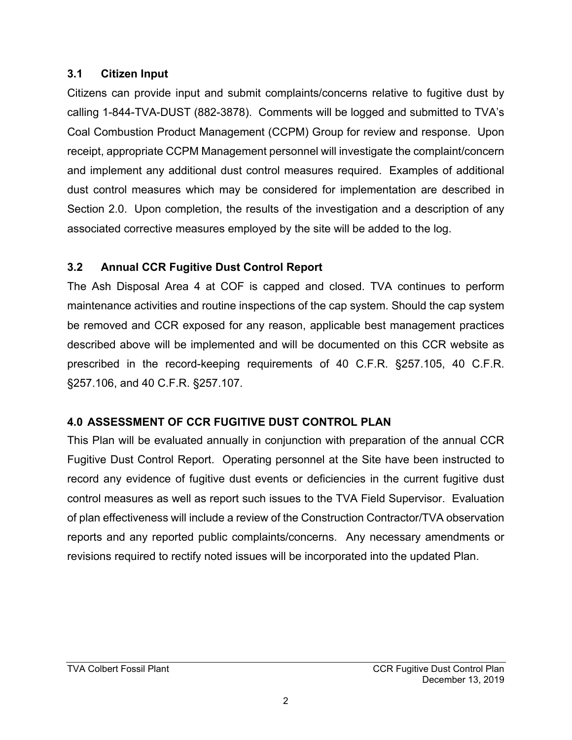### 3.1 Citizen Input

Citizens can provide input and submit complaints/concerns relative to fugitive dust by calling 1-844-TVA-DUST (882-3878). Comments will be logged and submitted to TVA's Coal Combustion Product Management (CCPM) Group for review and response. Upon receipt, appropriate CCPM Management personnel will investigate the complaint/concern and implement any additional dust control measures required. Examples of additional dust control measures which may be considered for implementation are described in Section 2.0. Upon completion, the results of the investigation and a description of any associated corrective measures employed by the site will be added to the log.

### 3.2 Annual CCR Fugitive Dust Control Report

The Ash Disposal Area 4 at COF is capped and closed. TVA continues to perform maintenance activities and routine inspections of the cap system. Should the cap system be removed and CCR exposed for any reason, applicable best management practices described above will be implemented and will be documented on this CCR website as prescribed in the record-keeping requirements of 40 C.F.R. §257.105, 40 C.F.R. §257.106, and 40 C.F.R. §257.107.

## 4.0 ASSESSMENT OF CCR FUGITIVE DUST CONTROL PLAN

This Plan will be evaluated annually in conjunction with preparation of the annual CCR Fugitive Dust Control Report. Operating personnel at the Site have been instructed to record any evidence of fugitive dust events or deficiencies in the current fugitive dust control measures as well as report such issues to the TVA Field Supervisor. Evaluation of plan effectiveness will include a review of the Construction Contractor/TVA observation reports and any reported public complaints/concerns. Any necessary amendments or revisions required to rectify noted issues will be incorporated into the updated Plan.